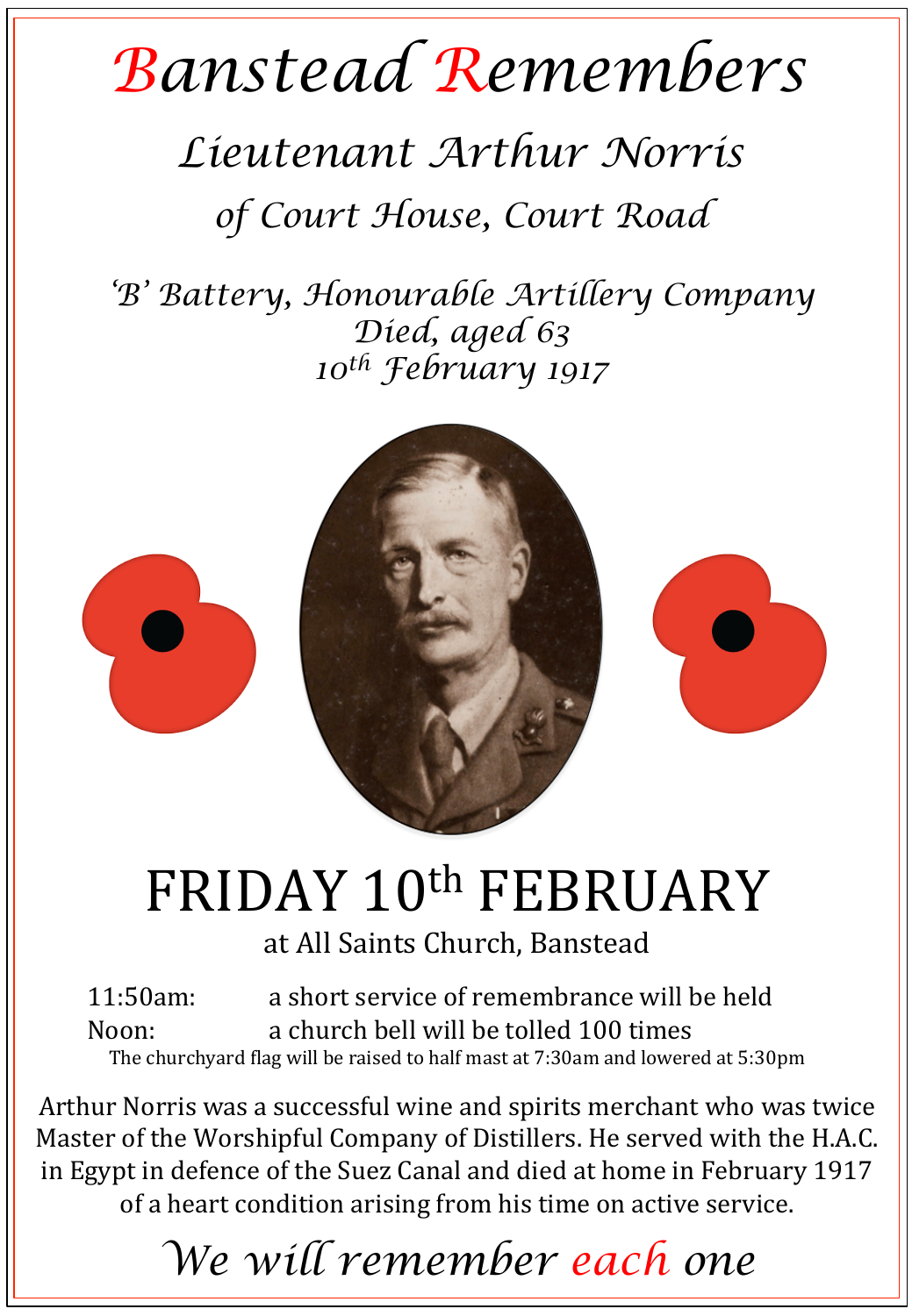# *Banstead Remembers*

## *Lieutenant Arthur Norris*

## *of Court House, Court Road*

*'B' Battery, Honourable Artillery Company*
*Died, aged 63*
*10th February 1917*

# FRIDAY 10th FEBRUARY

at All Saints Church, Banstead

11:50am: a short service of remembrance will be held
Noon: a church bell will be tolled 100 times

The churchyard flag will be raised to half mast at 7:30am and lowered at 5:30pm

Arthur Norris was a successful wine and spirits merchant who was twice Master of the Worshipful Company of Distillers. He served with the H.A.C. in Egypt in defence of the Suez Canal and died at home in February 1917 of a heart condition arising from his time on active service.

*We will remember each one*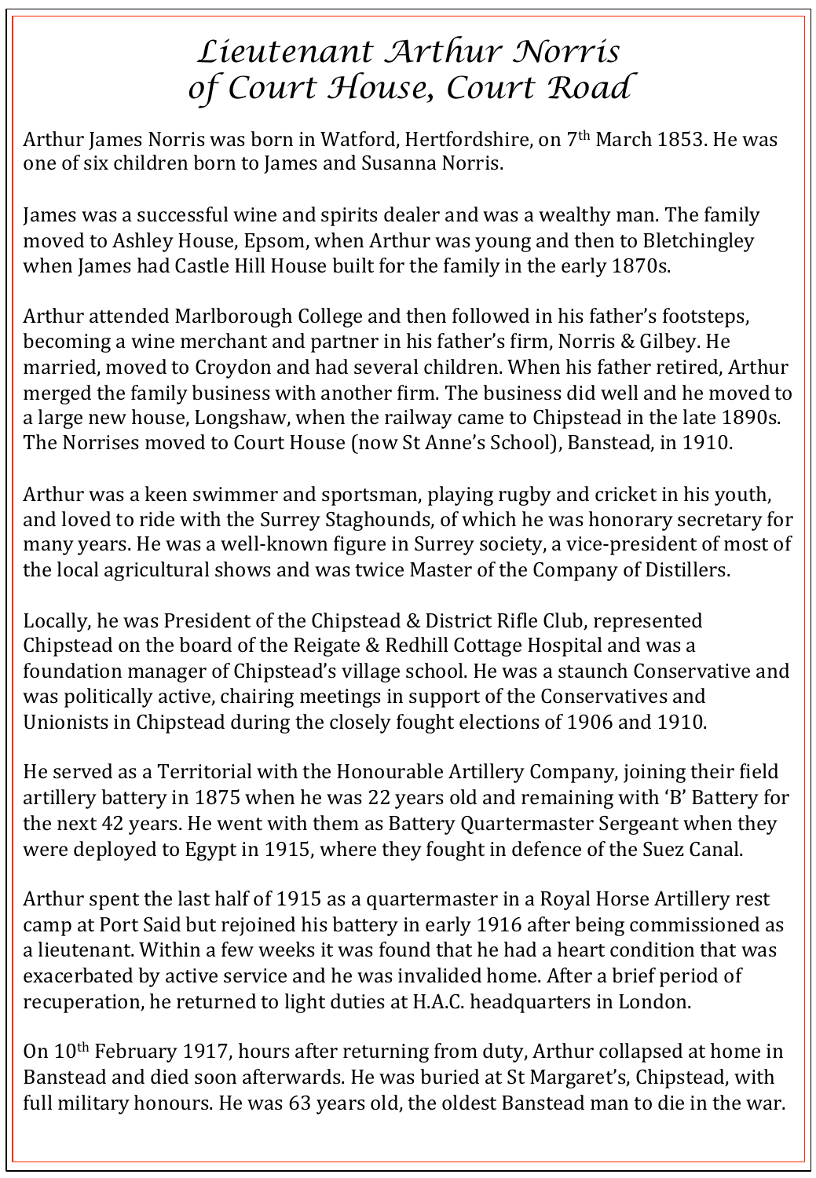# *Lieutenant Arthur Norris of Court House, Court Road*

Arthur James Norris was born in Watford, Hertfordshire, on 7th March 1853. He was one of six children born to James and Susanna Norris.

James was a successful wine and spirits dealer and was a wealthy man. The family moved to Ashley House, Epsom, when Arthur was young and then to Bletchingley when James had Castle Hill House built for the family in the early 1870s.

Arthur attended Marlborough College and then followed in his father's footsteps, becoming a wine merchant and partner in his father's firm, Norris & Gilbey. He married, moved to Croydon and had several children. When his father retired, Arthur merged the family business with another firm. The business did well and he moved to a large new house, Longshaw, when the railway came to Chipstead in the late 1890s. The Norrises moved to Court House (now St Anne's School), Banstead, in 1910.

Arthur was a keen swimmer and sportsman, playing rugby and cricket in his youth, and loved to ride with the Surrey Staghounds, of which he was honorary secretary for many years. He was a well-known figure in Surrey society, a vice-president of most of the local agricultural shows and was twice Master of the Company of Distillers.

Locally, he was President of the Chipstead & District Rifle Club, represented Chipstead on the board of the Reigate & Redhill Cottage Hospital and was a foundation manager of Chipstead's village school. He was a staunch Conservative and was politically active, chairing meetings in support of the Conservatives and Unionists in Chipstead during the closely fought elections of 1906 and 1910.

He served as a Territorial with the Honourable Artillery Company, joining their field artillery battery in 1875 when he was 22 years old and remaining with 'B' Battery for the next 42 years. He went with them as Battery Quartermaster Sergeant when they were deployed to Egypt in 1915, where they fought in defence of the Suez Canal.

Arthur spent the last half of 1915 as a quartermaster in a Royal Horse Artillery rest camp at Port Said but rejoined his battery in early 1916 after being commissioned as a lieutenant. Within a few weeks it was found that he had a heart condition that was exacerbated by active service and he was invalided home. After a brief period of recuperation, he returned to light duties at H.A.C. headquarters in London.

On 10th February 1917, hours after returning from duty, Arthur collapsed at home in Banstead and died soon afterwards. He was buried at St Margaret's, Chipstead, with full military honours. He was 63 years old, the oldest Banstead man to die in the war.